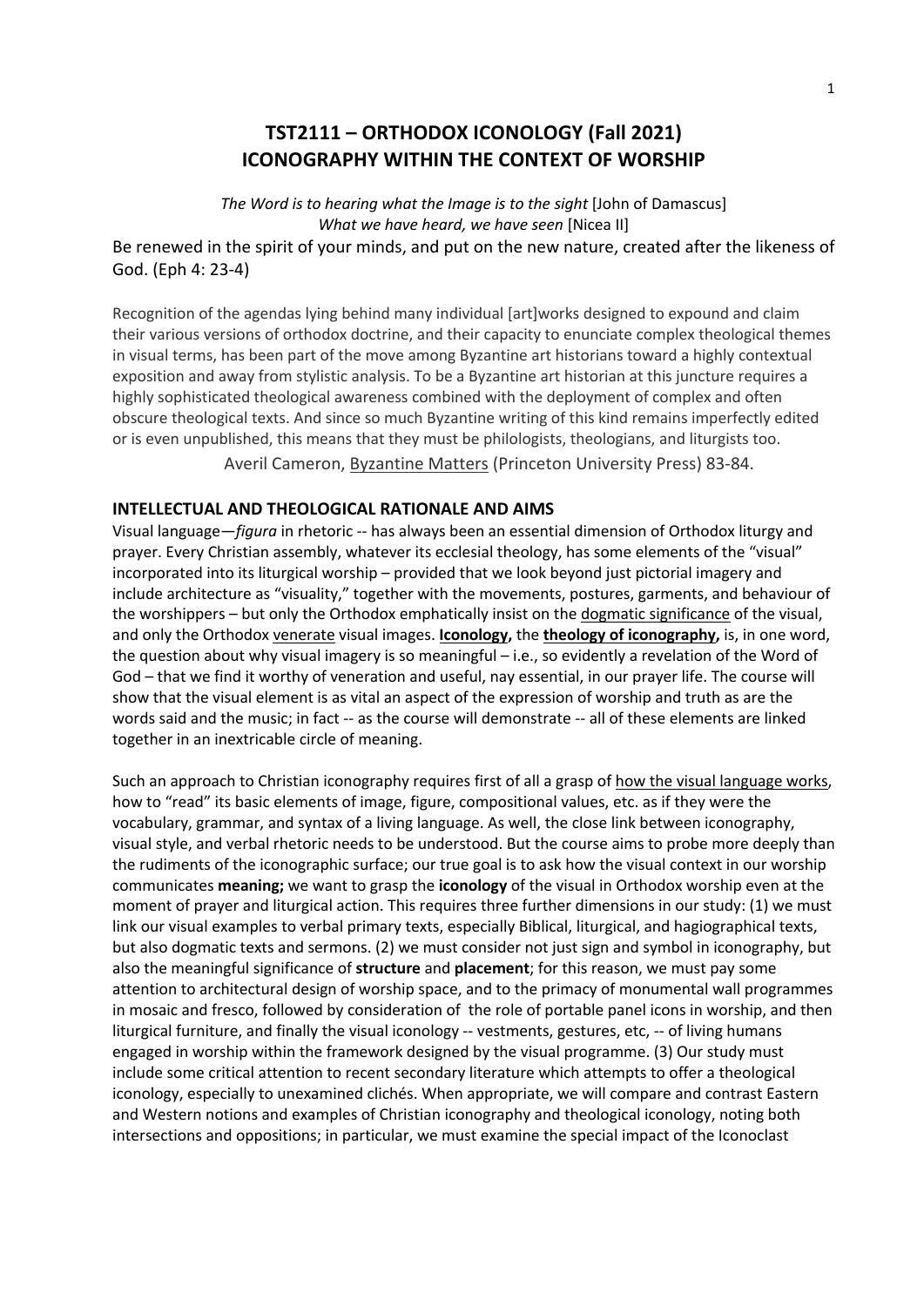# TST2111 – ORTHODOX ICONOLOGY (Fall 2021)
# ICONOGRAPHY WITHIN THE CONTEXT OF WORSHIP

*The Word is to hearing what the Image is to the sight* [John of Damascus]
*What we have heard, we have seen* [Nicea II]

Be renewed in the spirit of your minds, and put on the new nature, created after the likeness of God. (Eph 4: 23-4)

Recognition of the agendas lying behind many individual [art]works designed to expound and claim their various versions of orthodox doctrine, and their capacity to enunciate complex theological themes in visual terms, has been part of the move among Byzantine art historians toward a highly contextual exposition and away from stylistic analysis. To be a Byzantine art historian at this juncture requires a highly sophisticated theological awareness combined with the deployment of complex and often obscure theological texts. And since so much Byzantine writing of this kind remains imperfectly edited or is even unpublished, this means that they must be philologists, theologians, and liturgists too.

Averil Cameron, Byzantine Matters (Princeton University Press) 83-84.

## INTELLECTUAL AND THEOLOGICAL RATIONALE AND AIMS

Visual language—*figura* in rhetoric -- has always been an essential dimension of Orthodox liturgy and prayer. Every Christian assembly, whatever its ecclesial theology, has some elements of the "visual" incorporated into its liturgical worship – provided that we look beyond just pictorial imagery and include architecture as "visuality," together with the movements, postures, garments, and behaviour of the worshippers – but only the Orthodox emphatically insist on the dogmatic significance of the visual, and only the Orthodox venerate visual images. **Iconology,** the **theology of iconography,** is, in one word, the question about why visual imagery is so meaningful – i.e., so evidently a revelation of the Word of God – that we find it worthy of veneration and useful, nay essential, in our prayer life. The course will show that the visual element is as vital an aspect of the expression of worship and truth as are the words said and the music; in fact -- as the course will demonstrate -- all of these elements are linked together in an inextricable circle of meaning.

Such an approach to Christian iconography requires first of all a grasp of how the visual language works, how to "read" its basic elements of image, figure, compositional values, etc. as if they were the vocabulary, grammar, and syntax of a living language. As well, the close link between iconography, visual style, and verbal rhetoric needs to be understood. But the course aims to probe more deeply than the rudiments of the iconographic surface; our true goal is to ask how the visual context in our worship communicates **meaning;** we want to grasp the **iconology** of the visual in Orthodox worship even at the moment of prayer and liturgical action. This requires three further dimensions in our study: (1) we must link our visual examples to verbal primary texts, especially Biblical, liturgical, and hagiographical texts, but also dogmatic texts and sermons. (2) we must consider not just sign and symbol in iconography, but also the meaningful significance of **structure** and **placement**; for this reason, we must pay some attention to architectural design of worship space, and to the primacy of monumental wall programmes in mosaic and fresco, followed by consideration of the role of portable panel icons in worship, and then liturgical furniture, and finally the visual iconology -- vestments, gestures, etc, -- of living humans engaged in worship within the framework designed by the visual programme. (3) Our study must include some critical attention to recent secondary literature which attempts to offer a theological iconology, especially to unexamined clichés. When appropriate, we will compare and contrast Eastern and Western notions and examples of Christian iconography and theological iconology, noting both intersections and oppositions; in particular, we must examine the special impact of the Iconoclast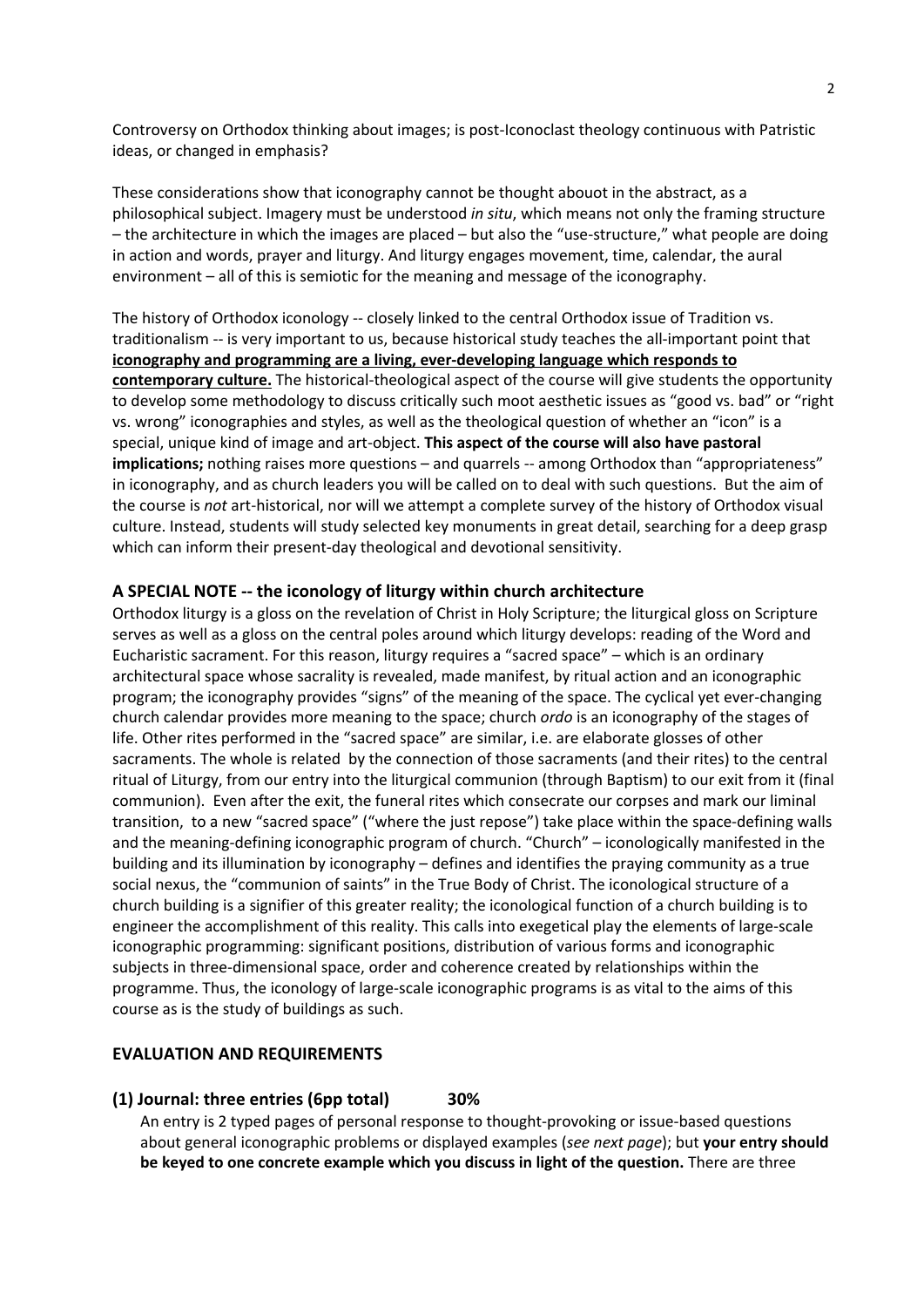Controversy on Orthodox thinking about images; is post-Iconoclast theology continuous with Patristic ideas, or changed in emphasis?

These considerations show that iconography cannot be thought abouot in the abstract, as a philosophical subject. Imagery must be understood *in situ*, which means not only the framing structure – the architecture in which the images are placed – but also the "use-structure," what people are doing in action and words, prayer and liturgy. And liturgy engages movement, time, calendar, the aural environment – all of this is semiotic for the meaning and message of the iconography.

The history of Orthodox iconology -- closely linked to the central Orthodox issue of Tradition vs. traditionalism -- is very important to us, because historical study teaches the all-important point that **iconography and programming are a living, ever-developing language which responds to contemporary culture.** The historical-theological aspect of the course will give students the opportunity to develop some methodology to discuss critically such moot aesthetic issues as "good vs. bad" or "right vs. wrong" iconographies and styles, as well as the theological question of whether an "icon" is a special, unique kind of image and art-object. **This aspect of the course will also have pastoral implications;** nothing raises more questions – and quarrels -- among Orthodox than "appropriateness" in iconography, and as church leaders you will be called on to deal with such questions. But the aim of the course is *not* art-historical, nor will we attempt a complete survey of the history of Orthodox visual culture. Instead, students will study selected key monuments in great detail, searching for a deep grasp which can inform their present-day theological and devotional sensitivity.

### A SPECIAL NOTE -- the iconology of liturgy within church architecture

Orthodox liturgy is a gloss on the revelation of Christ in Holy Scripture; the liturgical gloss on Scripture serves as well as a gloss on the central poles around which liturgy develops: reading of the Word and Eucharistic sacrament. For this reason, liturgy requires a "sacred space" – which is an ordinary architectural space whose sacrality is revealed, made manifest, by ritual action and an iconographic program; the iconography provides "signs" of the meaning of the space. The cyclical yet ever-changing church calendar provides more meaning to the space; church *ordo* is an iconography of the stages of life. Other rites performed in the "sacred space" are similar, i.e. are elaborate glosses of other sacraments. The whole is related by the connection of those sacraments (and their rites) to the central ritual of Liturgy, from our entry into the liturgical communion (through Baptism) to our exit from it (final communion). Even after the exit, the funeral rites which consecrate our corpses and mark our liminal transition, to a new "sacred space" ("where the just repose") take place within the space-defining walls and the meaning-defining iconographic program of church. "Church" – iconologically manifested in the building and its illumination by iconography – defines and identifies the praying community as a true social nexus, the "communion of saints" in the True Body of Christ. The iconological structure of a church building is a signifier of this greater reality; the iconological function of a church building is to engineer the accomplishment of this reality. This calls into exegetical play the elements of large-scale iconographic programming: significant positions, distribution of various forms and iconographic subjects in three-dimensional space, order and coherence created by relationships within the programme. Thus, the iconology of large-scale iconographic programs is as vital to the aims of this course as is the study of buildings as such.

### EVALUATION AND REQUIREMENTS

#### (1) Journal: three entries (6pp total) 30%

An entry is 2 typed pages of personal response to thought-provoking or issue-based questions about general iconographic problems or displayed examples (*see next page*); but **your entry should be keyed to one concrete example which you discuss in light of the question.** There are three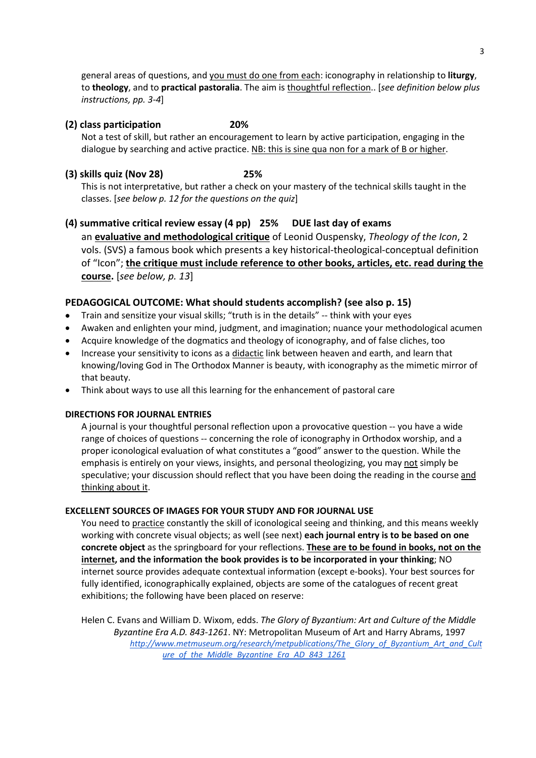general areas of questions, and <u>you must do one from each</u>: iconography in relationship to **liturgy**, to **theology**, and to **practical pastoralia**. The aim is <u>thoughtful reflection</u>.. [*see definition below plus instructions, pp. 3-4*]

**(2) class participation 20%**

Not a test of skill, but rather an encouragement to learn by active participation, engaging in the dialogue by searching and active practice. <u>NB: this is sine qua non for a mark of B or higher</u>.

**(3) skills quiz (Nov 28) 25%**

This is not interpretative, but rather a check on your mastery of the technical skills taught in the classes. [*see below p. 12 for the questions on the quiz*]

**(4) summative critical review essay (4 pp) 25% DUE last day of exams**

an **<u>evaluative and methodological critique</u>** of Leonid Ouspensky, *Theology of the Icon*, 2 vols. (SVS) a famous book which presents a key historical-theological-conceptual definition of "Icon"; **<u>the critique must include reference to other books, articles, etc. read during the course</u>.** [*see below, p. 13*]

**PEDAGOGICAL OUTCOME: What should students accomplish? (see also p. 15)**

- Train and sensitize your visual skills; "truth is in the details" -- think with your eyes
- Awaken and enlighten your mind, judgment, and imagination; nuance your methodological acumen
- Acquire knowledge of the dogmatics and theology of iconography, and of false cliches, too
- Increase your sensitivity to icons as a <u>didactic</u> link between heaven and earth, and learn that knowing/loving God in The Orthodox Manner is beauty, with iconography as the mimetic mirror of that beauty.
- Think about ways to use all this learning for the enhancement of pastoral care

**DIRECTIONS FOR JOURNAL ENTRIES**

A journal is your thoughtful personal reflection upon a provocative question -- you have a wide range of choices of questions -- concerning the role of iconography in Orthodox worship, and a proper iconological evaluation of what constitutes a "good" answer to the question. While the emphasis is entirely on your views, insights, and personal theologizing, you may <u>not</u> simply be speculative; your discussion should reflect that you have been doing the reading in the course <u>and thinking about it</u>.

**EXCELLENT SOURCES OF IMAGES FOR YOUR STUDY AND FOR JOURNAL USE**

You need to <u>practice</u> constantly the skill of iconological seeing and thinking, and this means weekly working with concrete visual objects; as well (see next) **each journal entry is to be based on one concrete object** as the springboard for your reflections. **<u>These are to be found in books, not on the internet</u>, and the information the book provides is to be incorporated in your thinking**; NO internet source provides adequate contextual information (except e-books). Your best sources for fully identified, iconographically explained, objects are some of the catalogues of recent great exhibitions; the following have been placed on reserve:

Helen C. Evans and William D. Wixom, edds. *The Glory of Byzantium: Art and Culture of the Middle Byzantine Era A.D. 843-1261*. NY: Metropolitan Museum of Art and Harry Abrams, 1997
*http://www.metmuseum.org/research/metpublications/The_Glory_of_Byzantium_Art_and_Culture_of_the_Middle_Byzantine_Era_AD_843_1261*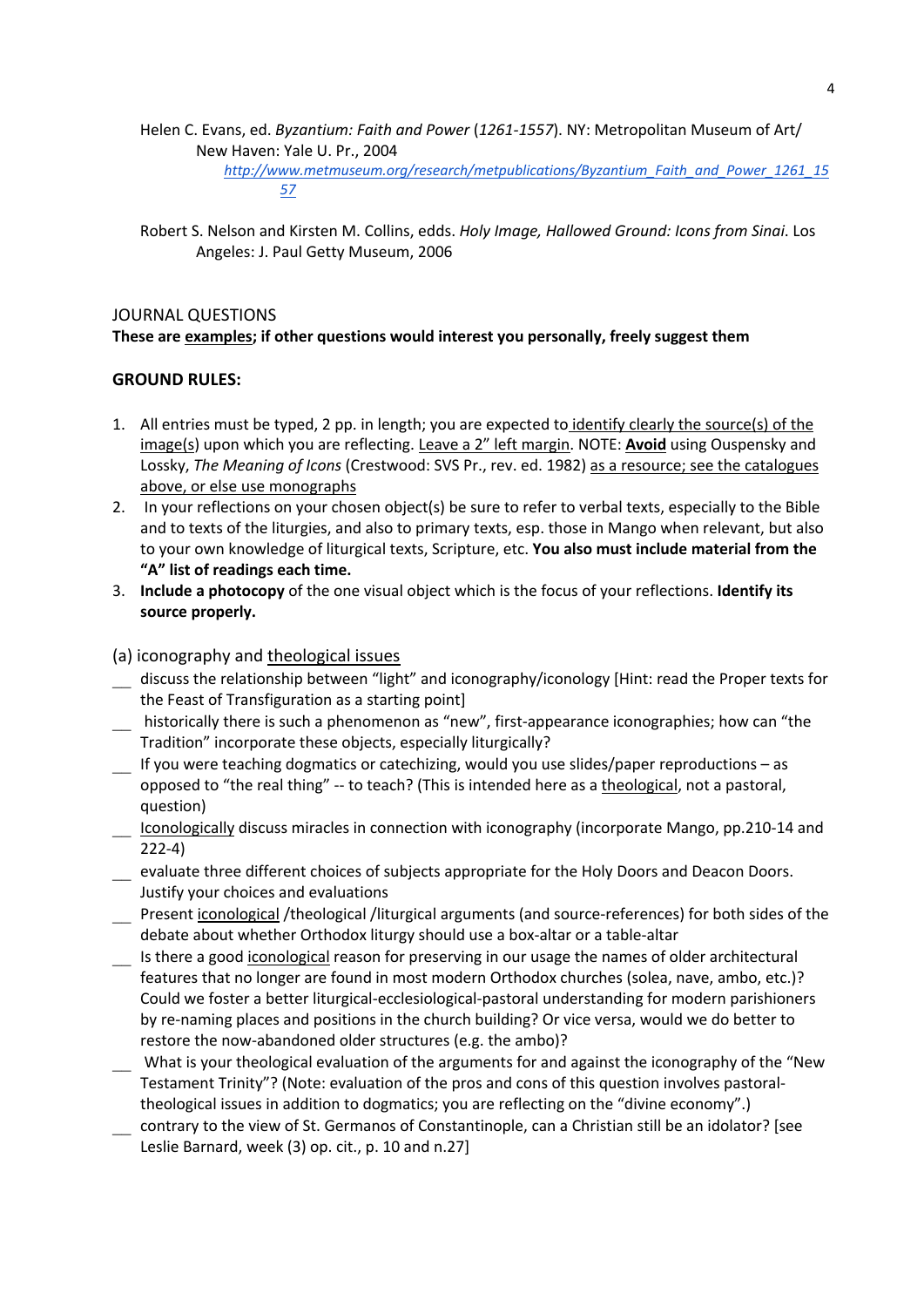Helen C. Evans, ed. *Byzantium: Faith and Power* (*1261-1557*). NY: Metropolitan Museum of Art/ New Haven: Yale U. Pr., 2004
*http://www.metmuseum.org/research/metpublications/Byzantium_Faith_and_Power_1261_1557*

Robert S. Nelson and Kirsten M. Collins, edds. *Holy Image, Hallowed Ground: Icons from Sinai*. Los Angeles: J. Paul Getty Museum, 2006

JOURNAL QUESTIONS

**These are examples; if other questions would interest you personally, freely suggest them**

**GROUND RULES:**

1. All entries must be typed, 2 pp. in length; you are expected to identify clearly the source(s) of the image(s) upon which you are reflecting. Leave a 2" left margin. NOTE: **Avoid** using Ouspensky and Lossky, *The Meaning of Icons* (Crestwood: SVS Pr., rev. ed. 1982) as a resource; see the catalogues above, or else use monographs
2. In your reflections on your chosen object(s) be sure to refer to verbal texts, especially to the Bible and to texts of the liturgies, and also to primary texts, esp. those in Mango when relevant, but also to your own knowledge of liturgical texts, Scripture, etc. **You also must include material from the "A" list of readings each time.**
3. **Include a photocopy** of the one visual object which is the focus of your reflections. **Identify its source properly.**

(a) iconography and theological issues

__ discuss the relationship between "light" and iconography/iconology [Hint: read the Proper texts for the Feast of Transfiguration as a starting point]

__ historically there is such a phenomenon as "new", first-appearance iconographies; how can "the Tradition" incorporate these objects, especially liturgically?

__ If you were teaching dogmatics or catechizing, would you use slides/paper reproductions – as opposed to "the real thing" -- to teach? (This is intended here as a theological, not a pastoral, question)

__ Iconologically discuss miracles in connection with iconography (incorporate Mango, pp.210-14 and 222-4)

__ evaluate three different choices of subjects appropriate for the Holy Doors and Deacon Doors. Justify your choices and evaluations

__ Present iconological /theological /liturgical arguments (and source-references) for both sides of the debate about whether Orthodox liturgy should use a box-altar or a table-altar

__ Is there a good iconological reason for preserving in our usage the names of older architectural features that no longer are found in most modern Orthodox churches (solea, nave, ambo, etc.)? Could we foster a better liturgical-ecclesiological-pastoral understanding for modern parishioners by re-naming places and positions in the church building? Or vice versa, would we do better to restore the now-abandoned older structures (e.g. the ambo)?

__ What is your theological evaluation of the arguments for and against the iconography of the "New Testament Trinity"? (Note: evaluation of the pros and cons of this question involves pastoral-theological issues in addition to dogmatics; you are reflecting on the "divine economy".)

__ contrary to the view of St. Germanos of Constantinople, can a Christian still be an idolator? [see Leslie Barnard, week (3) op. cit., p. 10 and n.27]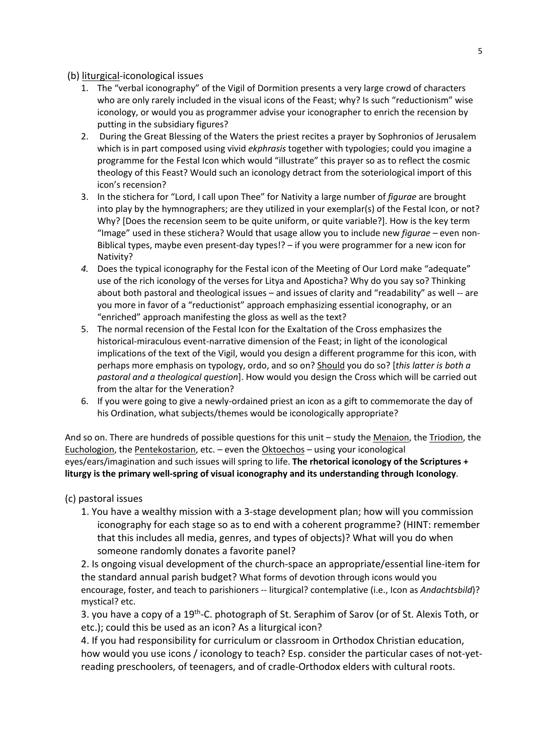(b) <u>liturgical</u>-iconological issues

1. The "verbal iconography" of the Vigil of Dormition presents a very large crowd of characters who are only rarely included in the visual icons of the Feast; why? Is such "reductionism" wise iconology, or would you as programmer advise your iconographer to enrich the recension by putting in the subsidiary figures?
2. During the Great Blessing of the Waters the priest recites a prayer by Sophronios of Jerusalem which is in part composed using vivid *ekphrasis* together with typologies; could you imagine a programme for the Festal Icon which would "illustrate" this prayer so as to reflect the cosmic theology of this Feast? Would such an iconology detract from the soteriological import of this icon's recension?
3. In the stichera for "Lord, I call upon Thee" for Nativity a large number of *figurae* are brought into play by the hymnographers; are they utilized in your exemplar(s) of the Festal Icon, or not? Why? [Does the recension seem to be quite uniform, or quite variable?]. How is the key term "Image" used in these stichera? Would that usage allow you to include new *figurae* – even non-Biblical types, maybe even present-day types!? – if you were programmer for a new icon for Nativity?
4. Does the typical iconography for the Festal icon of the Meeting of Our Lord make "adequate" use of the rich iconology of the verses for Litya and Aposticha? Why do you say so? Thinking about both pastoral and theological issues – and issues of clarity and "readability" as well -- are you more in favor of a "reductionist" approach emphasizing essential iconography, or an "enriched" approach manifesting the gloss as well as the text?
5. The normal recension of the Festal Icon for the Exaltation of the Cross emphasizes the historical-miraculous event-narrative dimension of the Feast; in light of the iconological implications of the text of the Vigil, would you design a different programme for this icon, with perhaps more emphasis on typology, ordo, and so on? <u>Should</u> you do so? [*this latter is both a pastoral and a theological question*]. How would you design the Cross which will be carried out from the altar for the Veneration?
6. If you were going to give a newly-ordained priest an icon as a gift to commemorate the day of his Ordination, what subjects/themes would be iconologically appropriate?

And so on. There are hundreds of possible questions for this unit – study the <u>Menaion</u>, the <u>Triodion</u>, the <u>Euchologion</u>, the <u>Pentekostarion</u>, etc. – even the <u>Oktoechos</u> – using your iconological eyes/ears/imagination and such issues will spring to life. **The rhetorical iconology of the Scriptures + liturgy is the primary well-spring of visual iconography and its understanding through Iconology**.

(c) pastoral issues

1. You have a wealthy mission with a 3-stage development plan; how will you commission iconography for each stage so as to end with a coherent programme? (HINT: remember that this includes all media, genres, and types of objects)? What will you do when someone randomly donates a favorite panel?

2. Is ongoing visual development of the church-space an appropriate/essential line-item for the standard annual parish budget? What forms of devotion through icons would you encourage, foster, and teach to parishioners -- liturgical? contemplative (i.e., Icon as *Andachtsbild*)? mystical? etc.

3. you have a copy of a 19th-C. photograph of St. Seraphim of Sarov (or of St. Alexis Toth, or etc.); could this be used as an icon? As a liturgical icon?

4. If you had responsibility for curriculum or classroom in Orthodox Christian education, how would you use icons / iconology to teach? Esp. consider the particular cases of not-yet-reading preschoolers, of teenagers, and of cradle-Orthodox elders with cultural roots.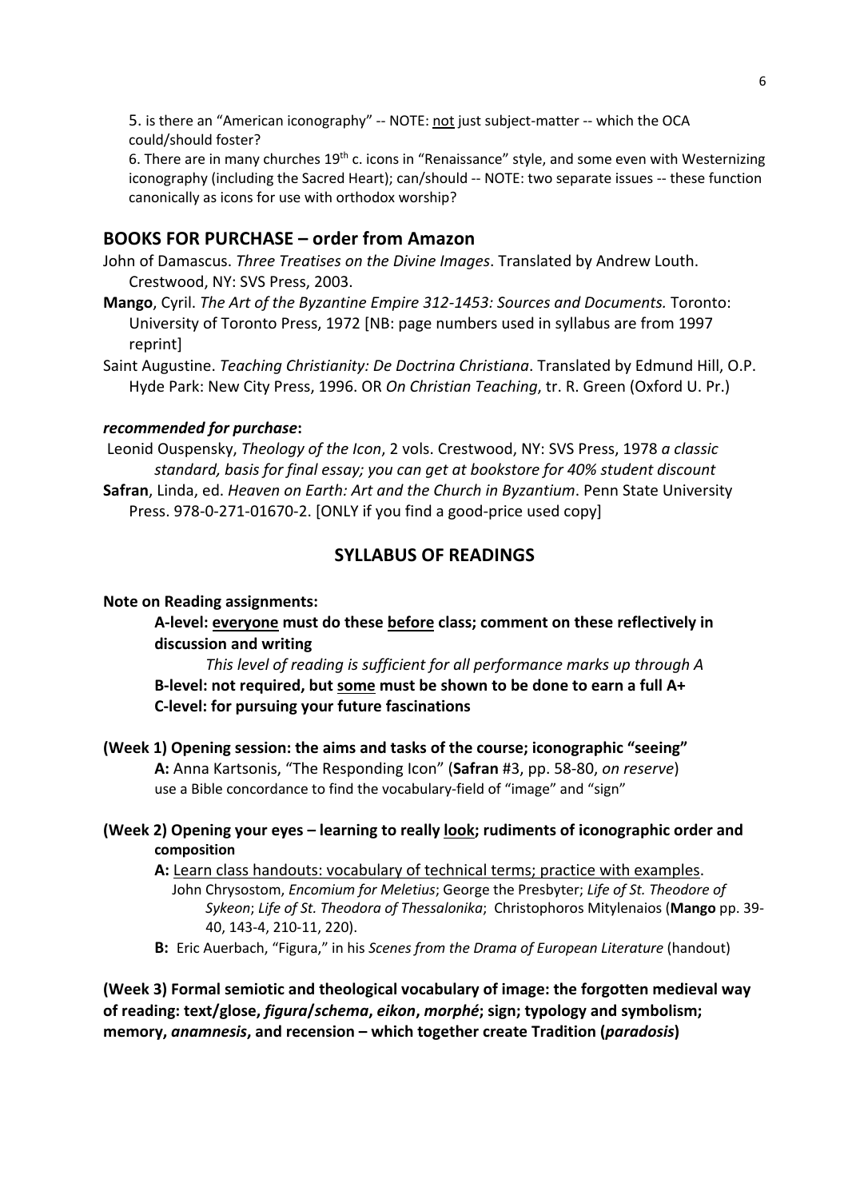5. is there an "American iconography" -- NOTE: <u>not</u> just subject-matter -- which the OCA could/should foster?

6. There are in many churches 19th c. icons in "Renaissance" style, and some even with Westernizing iconography (including the Sacred Heart); can/should -- NOTE: two separate issues -- these function canonically as icons for use with orthodox worship?

## BOOKS FOR PURCHASE – order from Amazon

John of Damascus. *Three Treatises on the Divine Images*. Translated by Andrew Louth. Crestwood, NY: SVS Press, 2003.

**Mango**, Cyril. *The Art of the Byzantine Empire 312-1453: Sources and Documents.* Toronto: University of Toronto Press, 1972 [NB: page numbers used in syllabus are from 1997 reprint]

Saint Augustine. *Teaching Christianity: De Doctrina Christiana*. Translated by Edmund Hill, O.P. Hyde Park: New City Press, 1996. OR *On Christian Teaching*, tr. R. Green (Oxford U. Pr.)

### *recommended for purchase*:

Leonid Ouspensky, *Theology of the Icon*, 2 vols. Crestwood, NY: SVS Press, 1978 *a classic standard, basis for final essay; you can get at bookstore for 40% student discount*

**Safran**, Linda, ed. *Heaven on Earth: Art and the Church in Byzantium*. Penn State University Press. 978-0-271-01670-2. [ONLY if you find a good-price used copy]

## SYLLABUS OF READINGS

**Note on Reading assignments:**

**A-level: <u>everyone</u> must do these <u>before</u> class; comment on these reflectively in discussion and writing**

*This level of reading is sufficient for all performance marks up through A*

**B-level: not required, but <u>some</u> must be shown to be done to earn a full A+**

**C-level: for pursuing your future fascinations**

**(Week 1) Opening session: the aims and tasks of the course; iconographic "seeing"**

**A:** Anna Kartsonis, "The Responding Icon" (**Safran** #3, pp. 58-80, *on reserve*)
use a Bible concordance to find the vocabulary-field of "image" and "sign"

**(Week 2) Opening your eyes – learning to really <u>look</u>; rudiments of iconographic order and composition**

**A:** <u>Learn class handouts: vocabulary of technical terms; practice with examples</u>.
John Chrysostom, *Encomium for Meletius*; George the Presbyter; *Life of St. Theodore of Sykeon*; *Life of St. Theodora of Thessalonika*; Christophoros Mitylenaios (**Mango** pp. 39-40, 143-4, 210-11, 220).

**B:** Eric Auerbach, "Figura," in his *Scenes from the Drama of European Literature* (handout)

**(Week 3) Formal semiotic and theological vocabulary of image: the forgotten medieval way of reading: text/glose, *figura*/*schema*, *eikon*, *morphé*; sign; typology and symbolism; memory, *anamnesis*, and recension – which together create Tradition (*paradosis*)**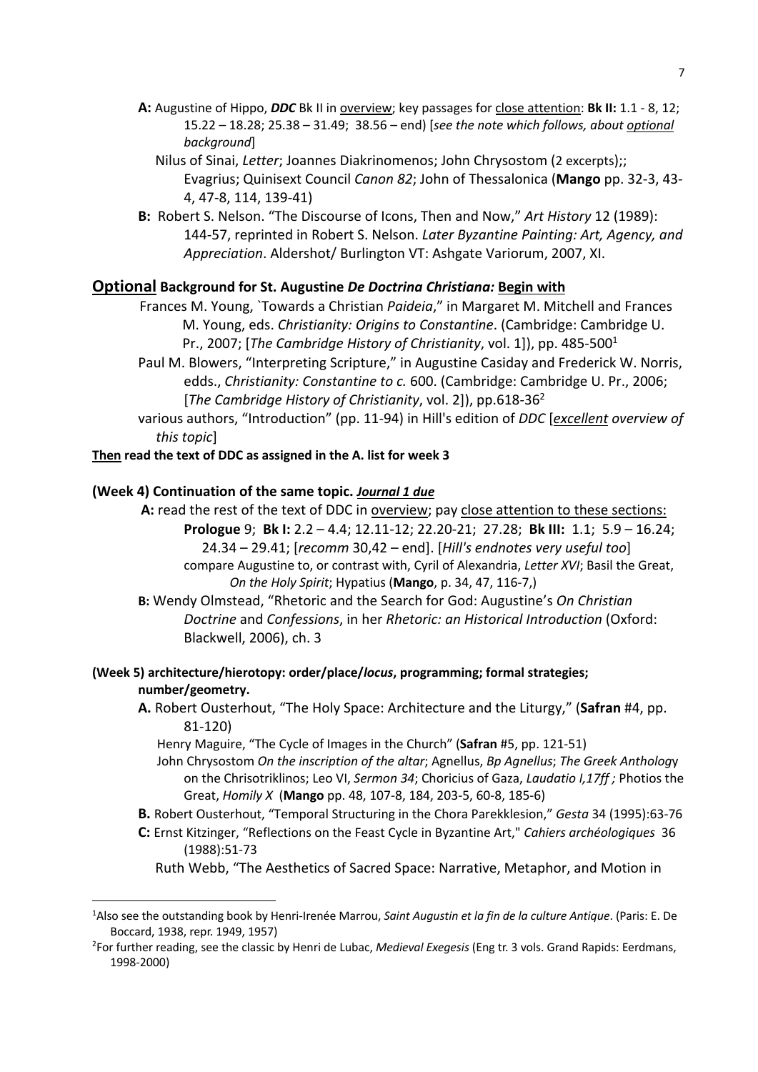**A:** Augustine of Hippo, ***DDC*** Bk II in overview; key passages for close attention: **Bk II:** 1.1 - 8, 12; 15.22 – 18.28; 25.38 – 31.49; 38.56 – end) [*see the note which follows, about optional background*]

Nilus of Sinai, *Letter*; Joannes Diakrinomenos; John Chrysostom (2 excerpts);; Evagrius; Quinisext Council *Canon 82*; John of Thessalonica (**Mango** pp. 32-3, 43-4, 47-8, 114, 139-41)

**B:** Robert S. Nelson. "The Discourse of Icons, Then and Now," *Art History* 12 (1989): 144-57, reprinted in Robert S. Nelson. *Later Byzantine Painting: Art, Agency, and Appreciation*. Aldershot/ Burlington VT: Ashgate Variorum, 2007, XI.

## Optional Background for St. Augustine *De Doctrina Christiana:* Begin with

Frances M. Young, `Towards a Christian *Paideia*," in Margaret M. Mitchell and Frances M. Young, eds. *Christianity: Origins to Constantine*. (Cambridge: Cambridge U. Pr., 2007; [*The Cambridge History of Christianity*, vol. 1]), pp. 485-500[1]

Paul M. Blowers, "Interpreting Scripture," in Augustine Casiday and Frederick W. Norris, edds., *Christianity: Constantine to c.* 600. (Cambridge: Cambridge U. Pr., 2006; [*The Cambridge History of Christianity*, vol. 2]), pp.618-36[2]

various authors, "Introduction" (pp. 11-94) in Hill's edition of *DDC* [*excellent overview of this topic*]

**Then read the text of DDC as assigned in the A. list for week 3**

**(Week 4) Continuation of the same topic. *Journal 1 due***

**A:** read the rest of the text of DDC in overview; pay close attention to these sections: **Prologue** 9; **Bk I:** 2.2 – 4.4; 12.11-12; 22.20-21; 27.28; **Bk III:** 1.1; 5.9 – 16.24; 24.34 – 29.41; [*recomm* 30,42 – end]. [*Hill's endnotes very useful too*]

compare Augustine to, or contrast with, Cyril of Alexandria, *Letter XVI*; Basil the Great, *On the Holy Spirit*; Hypatius (**Mango**, p. 34, 47, 116-7,)

**B:** Wendy Olmstead, "Rhetoric and the Search for God: Augustine's *On Christian Doctrine* and *Confessions*, in her *Rhetoric: an Historical Introduction* (Oxford: Blackwell, 2006), ch. 3

**(Week 5) architecture/hierotopy: order/place/*locus*, programming; formal strategies; number/geometry.**

**A.** Robert Ousterhout, "The Holy Space: Architecture and the Liturgy," (**Safran** #4, pp. 81-120)

Henry Maguire, "The Cycle of Images in the Church" (**Safran** #5, pp. 121-51)

John Chrysostom *On the inscription of the altar*; Agnellus, *Bp Agnellus*; *The Greek Anthology* on the Chrisotriklinos; Leo VI, *Sermon 34*; Choricius of Gaza, *Laudatio I,17ff ;* Photios the Great, *Homily X* (**Mango** pp. 48, 107-8, 184, 203-5, 60-8, 185-6)

**B.** Robert Ousterhout, "Temporal Structuring in the Chora Parekklesion," *Gesta* 34 (1995):63-76

**C:** Ernst Kitzinger, "Reflections on the Feast Cycle in Byzantine Art," *Cahiers archéologiques* 36 (1988):51-73

Ruth Webb, "The Aesthetics of Sacred Space: Narrative, Metaphor, and Motion in

---

[1] Also see the outstanding book by Henri-Irenée Marrou, *Saint Augustin et la fin de la culture Antique*. (Paris: E. De Boccard, 1938, repr. 1949, 1957)

[2] For further reading, see the classic by Henri de Lubac, *Medieval Exegesis* (Eng tr. 3 vols. Grand Rapids: Eerdmans, 1998-2000)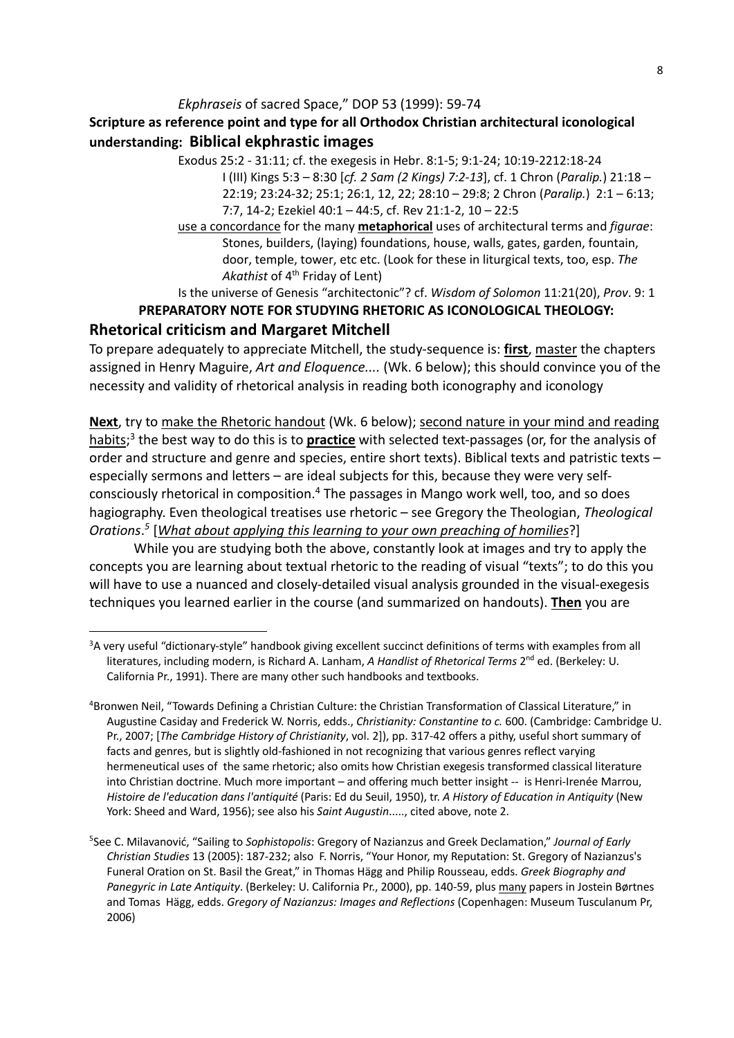*Ekphraseis* of sacred Space," DOP 53 (1999): 59-74

**Scripture as reference point and type for all Orthodox Christian architectural iconological understanding: Biblical ekphrastic images**

Exodus 25:2 - 31:11; cf. the exegesis in Hebr. 8:1-5; 9:1-24; 10:19-2212:18-24
I (III) Kings 5:3 – 8:30 [*cf. 2 Sam (2 Kings) 7:2-13*], cf. 1 Chron (*Paralip.*) 21:18 – 22:19; 23:24-32; 25:1; 26:1, 12, 22; 28:10 – 29:8; 2 Chron (*Paralip.*) 2:1 – 6:13; 7:7, 14-2; Ezekiel 40:1 – 44:5, cf. Rev 21:1-2, 10 – 22:5

use a concordance for the many **metaphorical** uses of architectural terms and *figurae*: Stones, builders, (laying) foundations, house, walls, gates, garden, fountain, door, temple, tower, etc etc. (Look for these in liturgical texts, too, esp. *The Akathist* of 4th Friday of Lent)

Is the universe of Genesis "architectonic"? cf. *Wisdom of Solomon* 11:21(20), *Prov*. 9: 1

**PREPARATORY NOTE FOR STUDYING RHETORIC AS ICONOLOGICAL THEOLOGY:**

## Rhetorical criticism and Margaret Mitchell

To prepare adequately to appreciate Mitchell, the study-sequence is: **first**, master the chapters assigned in Henry Maguire, *Art and Eloquence....* (Wk. 6 below); this should convince you of the necessity and validity of rhetorical analysis in reading both iconography and iconology

**Next**, try to make the Rhetoric handout (Wk. 6 below); second nature in your mind and reading habits;[3] the best way to do this is to **practice** with selected text-passages (or, for the analysis of order and structure and genre and species, entire short texts). Biblical texts and patristic texts – especially sermons and letters – are ideal subjects for this, because they were very self-consciously rhetorical in composition.[4] The passages in Mango work well, too, and so does hagiography. Even theological treatises use rhetoric – see Gregory the Theologian, *Theological Orations*.[5] [*What about applying this learning to your own preaching of homilies*?]

While you are studying both the above, constantly look at images and try to apply the concepts you are learning about textual rhetoric to the reading of visual "texts"; to do this you will have to use a nuanced and closely-detailed visual analysis grounded in the visual-exegesis techniques you learned earlier in the course (and summarized on handouts). **Then** you are

---

[3] A very useful "dictionary-style" handbook giving excellent succinct definitions of terms with examples from all literatures, including modern, is Richard A. Lanham, *A Handlist of Rhetorical Terms* 2nd ed. (Berkeley: U. California Pr., 1991). There are many other such handbooks and textbooks.

[4] Bronwen Neil, "Towards Defining a Christian Culture: the Christian Transformation of Classical Literature," in Augustine Casiday and Frederick W. Norris, edds., *Christianity: Constantine to c.* 600. (Cambridge: Cambridge U. Pr., 2007; [*The Cambridge History of Christianity*, vol. 2]), pp. 317-42 offers a pithy, useful short summary of facts and genres, but is slightly old-fashioned in not recognizing that various genres reflect varying hermeneutical uses of the same rhetoric; also omits how Christian exegesis transformed classical literature into Christian doctrine. Much more important – and offering much better insight -- is Henri-Irenée Marrou, *Histoire de l'education dans l'antiquité* (Paris: Ed du Seuil, 1950), tr. *A History of Education in Antiquity* (New York: Sheed and Ward, 1956); see also his *Saint Augustin*....., cited above, note 2.

[5] See C. Milavanović, "Sailing to *Sophistopolis*: Gregory of Nazianzus and Greek Declamation," *Journal of Early Christian Studies* 13 (2005): 187-232; also F. Norris, "Your Honor, my Reputation: St. Gregory of Nazianzus's Funeral Oration on St. Basil the Great," in Thomas Hägg and Philip Rousseau, edds. *Greek Biography and Panegyric in Late Antiquity*. (Berkeley: U. California Pr., 2000), pp. 140-59, plus many papers in Jostein Børtnes and Tomas Hägg, edds. *Gregory of Nazianzus: Images and Reflections* (Copenhagen: Museum Tusculanum Pr, 2006)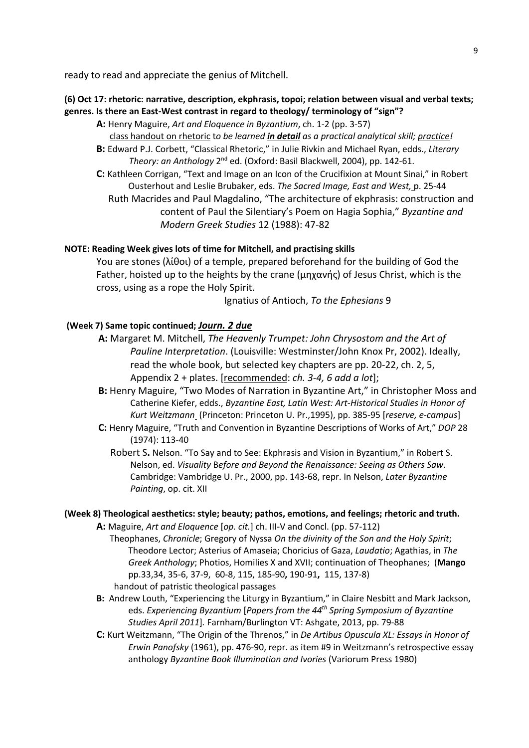ready to read and appreciate the genius of Mitchell.

**(6) Oct 17: rhetoric: narrative, description, ekphrasis, topoi; relation between visual and verbal texts; genres. Is there an East-West contrast in regard to theology/ terminology of "sign"?**

- **A:** Henry Maguire, *Art and Eloquence in Byzantium*, ch. 1-2 (pp. 3-57)
  class handout on rhetoric t*o be learned* ***in detail*** *as a practical analytical skill; practice!*
- **B:** Edward P.J. Corbett, "Classical Rhetoric," in Julie Rivkin and Michael Ryan, edds., *Literary Theory: an Anthology* 2nd ed. (Oxford: Basil Blackwell, 2004), pp. 142-61.
- **C:** Kathleen Corrigan, "Text and Image on an Icon of the Crucifixion at Mount Sinai," in Robert Ousterhout and Leslie Brubaker, eds. *The Sacred Image, East and West,* p. 25-44
  Ruth Macrides and Paul Magdalino, "The architecture of ekphrasis: construction and content of Paul the Silentiary's Poem on Hagia Sophia," *Byzantine and Modern Greek Studies* 12 (1988): 47-82

**NOTE: Reading Week gives lots of time for Mitchell, and practising skills**

You are stones (λίθοι) of a temple, prepared beforehand for the building of God the Father, hoisted up to the heights by the crane (μηχανής) of Jesus Christ, which is the cross, using as a rope the Holy Spirit.

Ignatius of Antioch, *To the Ephesians* 9

**(Week 7) Same topic continued; *Journ. 2 due***

- **A:** Margaret M. Mitchell, *The Heavenly Trumpet: John Chrysostom and the Art of Pauline Interpretation*. (Louisville: Westminster/John Knox Pr, 2002). Ideally, read the whole book, but selected key chapters are pp. 20-22, ch. 2, 5, Appendix 2 + plates. [recommended: *ch. 3-4, 6 add a lot*];
- **B:** Henry Maguire, "Two Modes of Narration in Byzantine Art," in Christopher Moss and Catherine Kiefer, edds., *Byzantine East, Latin West: Art-Historical Studies in Honor of Kurt Weitzmann* (Princeton: Princeton U. Pr.,1995), pp. 385-95 [*reserve, e-campus*]
- **C:** Henry Maguire, "Truth and Convention in Byzantine Descriptions of Works of Art," *DOP* 28 (1974): 113-40
  Robert S**.** Nelson. "To Say and to See: Ekphrasis and Vision in Byzantium," in Robert S. Nelson, ed. *Visuality Before and Beyond the Renaissance: Seeing as Others Saw*. Cambridge: Vambridge U. Pr., 2000, pp. 143-68, repr. In Nelson, *Later Byzantine Painting*, op. cit. XII

**(Week 8) Theological aesthetics: style; beauty; pathos, emotions, and feelings; rhetoric and truth.**

- **A:** Maguire, *Art and Eloquence* [*op. cit.*] ch. III-V and Concl. (pp. 57-112)
  Theophanes, *Chronicle*; Gregory of Nyssa *On the divinity of the Son and the Holy Spirit*; Theodore Lector; Asterius of Amaseia; Choricius of Gaza, *Laudatio*; Agathias, in *The Greek Anthology*; Photios, Homilies X and XVII; continuation of Theophanes; (**Mango** pp.33,34, 35-6, 37-9, 60-8, 115, 185-90**,** 190-91**,** 115, 137-8)
  handout of patristic theological passages
- **B:** Andrew Louth, "Experiencing the Liturgy in Byzantium," in Claire Nesbitt and Mark Jackson, eds. *Experiencing Byzantium* [*Papers from the 44th Spring Symposium of Byzantine Studies April 2011*]*.* Farnham/Burlington VT: Ashgate, 2013, pp. 79-88
- **C:** Kurt Weitzmann, "The Origin of the Threnos," in *De Artibus Opuscula XL: Essays in Honor of Erwin Panofsky* (1961), pp. 476-90, repr. as item #9 in Weitzmann's retrospective essay anthology *Byzantine Book Illumination and Ivories* (Variorum Press 1980)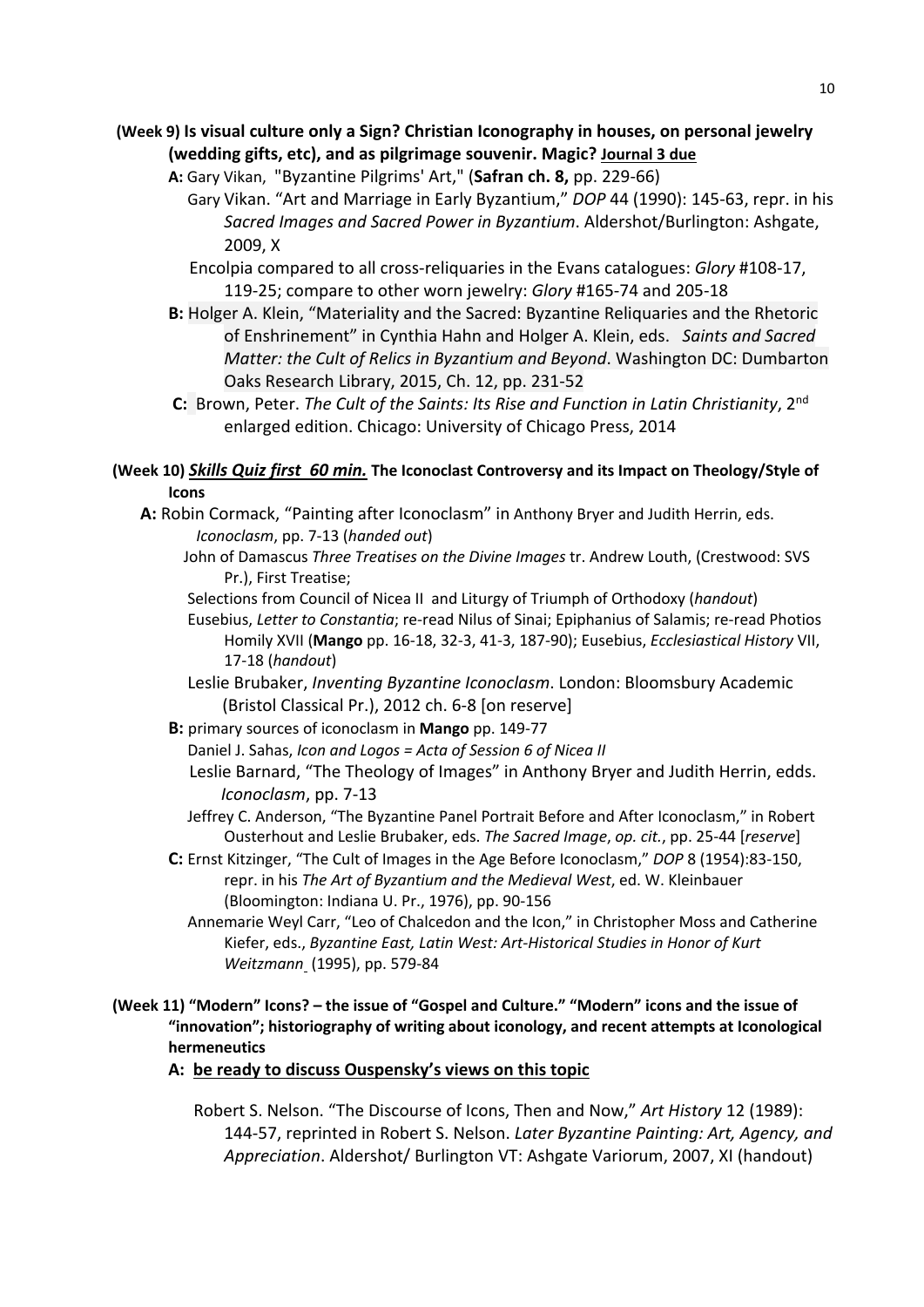**(Week 9) Is visual culture only a Sign? Christian Iconography in houses, on personal jewelry (wedding gifts, etc), and as pilgrimage souvenir. Magic? <u>Journal 3 due</u>**

**A:** Gary Vikan, "Byzantine Pilgrims' Art," (**Safran ch. 8,** pp. 229-66)

Gary Vikan. "Art and Marriage in Early Byzantium," *DOP* 44 (1990): 145-63, repr. in his *Sacred Images and Sacred Power in Byzantium*. Aldershot/Burlington: Ashgate, 2009, X

Encolpia compared to all cross-reliquaries in the Evans catalogues: *Glory* #108-17, 119-25; compare to other worn jewelry: *Glory* #165-74 and 205-18

**B:** Holger A. Klein, "Materiality and the Sacred: Byzantine Reliquaries and the Rhetoric of Enshrinement" in Cynthia Hahn and Holger A. Klein, eds. *Saints and Sacred Matter: the Cult of Relics in Byzantium and Beyond*. Washington DC: Dumbarton Oaks Research Library, 2015, Ch. 12, pp. 231-52

**C:** Brown, Peter. *The Cult of the Saints: Its Rise and Function in Latin Christianity*, 2nd enlarged edition. Chicago: University of Chicago Press, 2014

**(Week 10) <u>*Skills Quiz first 60 min.*</u> The Iconoclast Controversy and its Impact on Theology/Style of Icons**

**A:** Robin Cormack, "Painting after Iconoclasm" in Anthony Bryer and Judith Herrin, eds. *Iconoclasm*, pp. 7-13 (*handed out*)

John of Damascus *Three Treatises on the Divine Images* tr. Andrew Louth, (Crestwood: SVS Pr.), First Treatise;

Selections from Council of Nicea II and Liturgy of Triumph of Orthodoxy (*handout*)

Eusebius, *Letter to Constantia*; re-read Nilus of Sinai; Epiphanius of Salamis; re-read Photios Homily XVII (**Mango** pp. 16-18, 32-3, 41-3, 187-90); Eusebius, *Ecclesiastical History* VII, 17-18 (*handout*)

Leslie Brubaker, *Inventing Byzantine Iconoclasm*. London: Bloomsbury Academic (Bristol Classical Pr.), 2012 ch. 6-8 [on reserve]

**B:** primary sources of iconoclasm in **Mango** pp. 149-77

Daniel J. Sahas, *Icon and Logos = Acta of Session 6 of Nicea II*

Leslie Barnard, "The Theology of Images" in Anthony Bryer and Judith Herrin, edds. *Iconoclasm*, pp. 7-13

Jeffrey C. Anderson, "The Byzantine Panel Portrait Before and After Iconoclasm," in Robert Ousterhout and Leslie Brubaker, eds. *The Sacred Image*, *op. cit.*, pp. 25-44 [*reserve*]

**C:** Ernst Kitzinger, "The Cult of Images in the Age Before Iconoclasm," *DOP* 8 (1954):83-150, repr. in his *The Art of Byzantium and the Medieval West*, ed. W. Kleinbauer (Bloomington: Indiana U. Pr., 1976), pp. 90-156

Annemarie Weyl Carr, "Leo of Chalcedon and the Icon," in Christopher Moss and Catherine Kiefer, eds., *Byzantine East, Latin West: Art-Historical Studies in Honor of Kurt Weitzmann* (1995), pp. 579-84

**(Week 11) "Modern" Icons? – the issue of "Gospel and Culture." "Modern" icons and the issue of "innovation"; historiography of writing about iconology, and recent attempts at Iconological hermeneutics**

**A: <u>be ready to discuss Ouspensky's views on this topic</u>**

Robert S. Nelson. "The Discourse of Icons, Then and Now," *Art History* 12 (1989): 144-57, reprinted in Robert S. Nelson. *Later Byzantine Painting: Art, Agency, and Appreciation*. Aldershot/ Burlington VT: Ashgate Variorum, 2007, XI (handout)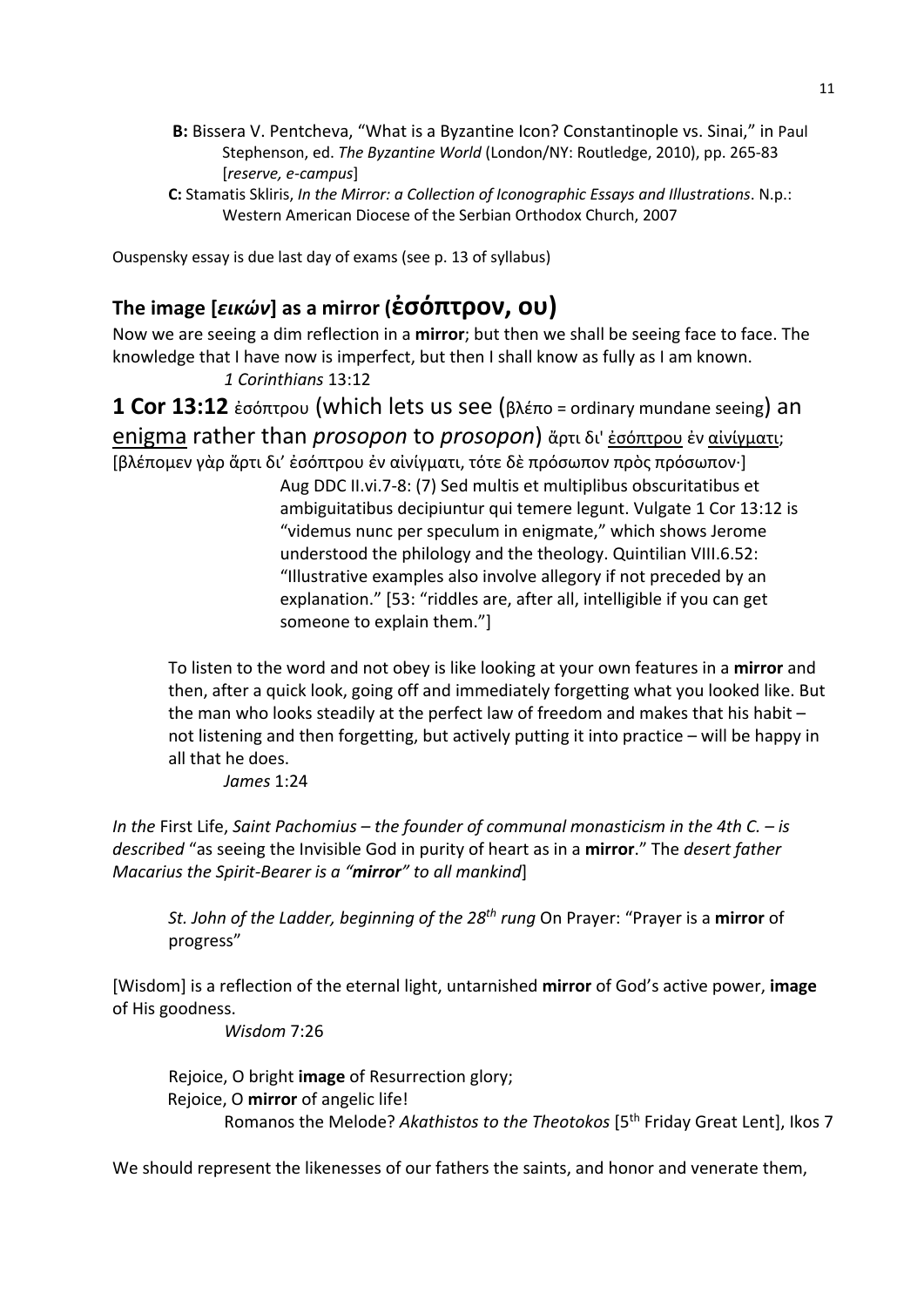**B:** Bissera V. Pentcheva, "What is a Byzantine Icon? Constantinople vs. Sinai," in Paul Stephenson, ed. *The Byzantine World* (London/NY: Routledge, 2010), pp. 265-83 [*reserve, e-campus*]

**C:** Stamatis Skliris, *In the Mirror: a Collection of Iconographic Essays and Illustrations*. N.p.: Western American Diocese of the Serbian Orthodox Church, 2007

Ouspensky essay is due last day of exams (see p. 13 of syllabus)

## The image [*εικών*] as a mirror (ἐσόπτρον, ου)

Now we are seeing a dim reflection in a **mirror**; but then we shall be seeing face to face. The knowledge that I have now is imperfect, but then I shall know as fully as I am known.

*1 Corinthians* 13:12

**1 Cor 13:12** ἐσόπτρου (which lets us see (βλέπο = ordinary mundane seeing) an <u>enigma</u> rather than *prosopon* to *prosopon*) ἄρτι δι' <u>ἐσόπτρου</u> ἐν <u>αἰνίγματι</u>; [βλέπομεν γὰρ ἄρτι δι' ἐσόπτρου ἐν αἰνίγματι, τότε δὲ πρόσωπον πρὸς πρόσωπον·]

Aug DDC II.vi.7-8: (7) Sed multis et multiplibus obscuritatibus et ambiguitatibus decipiuntur qui temere legunt. Vulgate 1 Cor 13:12 is "videmus nunc per speculum in enigmate," which shows Jerome understood the philology and the theology. Quintilian VIII.6.52: "Illustrative examples also involve allegory if not preceded by an explanation." [53: "riddles are, after all, intelligible if you can get someone to explain them."]

> To listen to the word and not obey is like looking at your own features in a **mirror** and then, after a quick look, going off and immediately forgetting what you looked like. But the man who looks steadily at the perfect law of freedom and makes that his habit – not listening and then forgetting, but actively putting it into practice – will be happy in all that he does.
>
> *James* 1:24

*In the* First Life, *Saint Pachomius – the founder of communal monasticism in the 4th C. – is described* "as seeing the Invisible God in purity of heart as in a **mirror**." The *desert father Macarius the Spirit-Bearer is a "**mirror**" to all mankind*]

> *St. John of the Ladder, beginning of the 28th rung* On Prayer: "Prayer is a **mirror** of progress"

[Wisdom] is a reflection of the eternal light, untarnished **mirror** of God's active power, **image** of His goodness.

*Wisdom* 7:26

> Rejoice, O bright **image** of Resurrection glory;
> Rejoice, O **mirror** of angelic life!
>
> Romanos the Melode? *Akathistos to the Theotokos* [5th Friday Great Lent], Ikos 7

We should represent the likenesses of our fathers the saints, and honor and venerate them,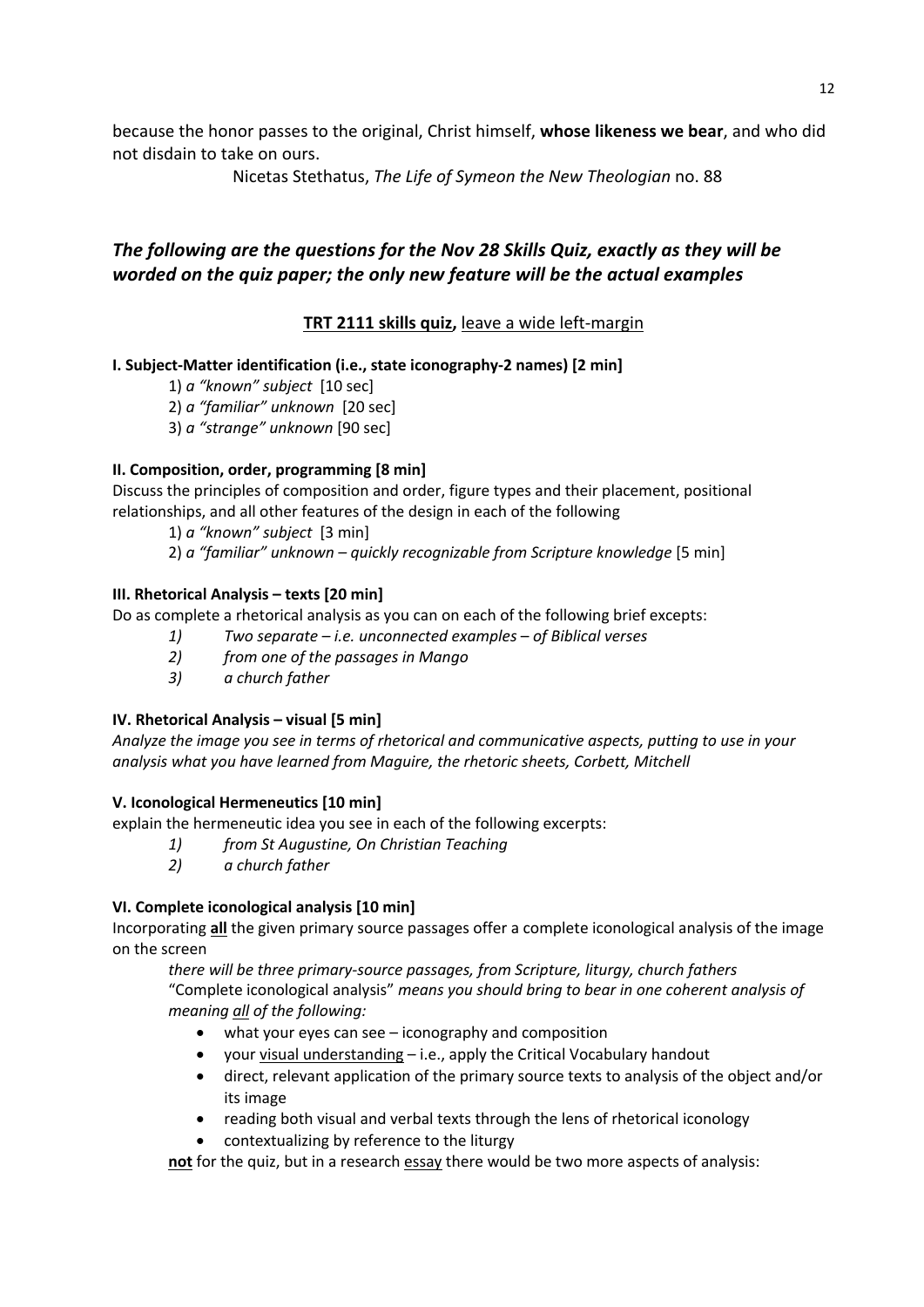because the honor passes to the original, Christ himself, **whose likeness we bear**, and who did not disdain to take on ours.

Nicetas Stethatus, *The Life of Symeon the New Theologian* no. 88

## *The following are the questions for the Nov 28 Skills Quiz, exactly as they will be worded on the quiz paper; the only new feature will be the actual examples*

**TRT 2111 skills quiz,** leave a wide left-margin

**I. Subject-Matter identification (i.e., state iconography-2 names) [2 min]**

1) *a "known" subject* [10 sec]
2) *a "familiar" unknown* [20 sec]
3) *a "strange" unknown* [90 sec]

**II. Composition, order, programming [8 min]**

Discuss the principles of composition and order, figure types and their placement, positional relationships, and all other features of the design in each of the following

1) *a "known" subject* [3 min]
2) *a "familiar" unknown – quickly recognizable from Scripture knowledge* [5 min]

**III. Rhetorical Analysis – texts [20 min]**

Do as complete a rhetorical analysis as you can on each of the following brief excepts:

1) *Two separate – i.e. unconnected examples – of Biblical verses*
2) *from one of the passages in Mango*
3) *a church father*

**IV. Rhetorical Analysis – visual [5 min]**

*Analyze the image you see in terms of rhetorical and communicative aspects, putting to use in your analysis what you have learned from Maguire, the rhetoric sheets, Corbett, Mitchell*

**V. Iconological Hermeneutics [10 min]**

explain the hermeneutic idea you see in each of the following excerpts:

1) *from St Augustine, On Christian Teaching*
2) *a church father*

**VI. Complete iconological analysis [10 min]**

Incorporating **all** the given primary source passages offer a complete iconological analysis of the image on the screen

*there will be three primary-source passages, from Scripture, liturgy, church fathers*
"Complete iconological analysis" *means you should bring to bear in one coherent analysis of meaning all of the following:*

- what your eyes can see – iconography and composition
- your visual understanding – i.e., apply the Critical Vocabulary handout
- direct, relevant application of the primary source texts to analysis of the object and/or its image
- reading both visual and verbal texts through the lens of rhetorical iconology
- contextualizing by reference to the liturgy

**not** for the quiz, but in a research essay there would be two more aspects of analysis: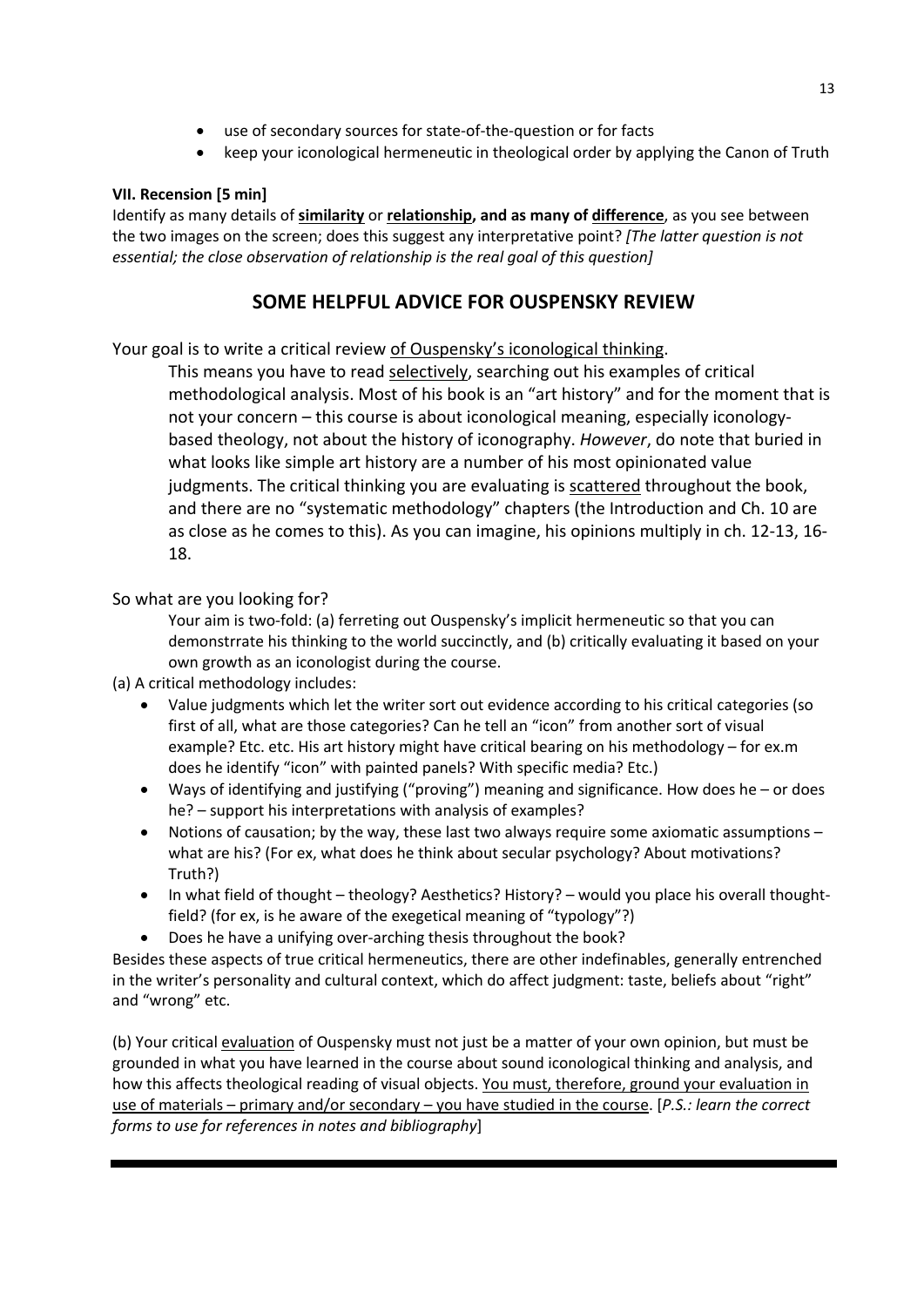- use of secondary sources for state-of-the-question or for facts
- keep your iconological hermeneutic in theological order by applying the Canon of Truth

**VII. Recension [5 min]**

Identify as many details of **<u>similarity</u>** or **<u>relationship</u>, and as many of <u>difference</u>**, as you see between the two images on the screen; does this suggest any interpretative point? *[The latter question is not essential; the close observation of relationship is the real goal of this question]*

## SOME HELPFUL ADVICE FOR OUSPENSKY REVIEW

Your goal is to write a critical review <u>of Ouspensky's iconological thinking</u>.

> This means you have to read <u>selectively</u>, searching out his examples of critical methodological analysis. Most of his book is an "art history" and for the moment that is not your concern – this course is about iconological meaning, especially iconology-based theology, not about the history of iconography. *However*, do note that buried in what looks like simple art history are a number of his most opinionated value judgments. The critical thinking you are evaluating is <u>scattered</u> throughout the book, and there are no "systematic methodology" chapters (the Introduction and Ch. 10 are as close as he comes to this). As you can imagine, his opinions multiply in ch. 12-13, 16-18.

So what are you looking for?

> Your aim is two-fold: (a) ferreting out Ouspensky's implicit hermeneutic so that you can demonstrrate his thinking to the world succinctly, and (b) critically evaluating it based on your own growth as an iconologist during the course.

(a) A critical methodology includes:

- Value judgments which let the writer sort out evidence according to his critical categories (so first of all, what are those categories? Can he tell an "icon" from another sort of visual example? Etc. etc. His art history might have critical bearing on his methodology – for ex.m does he identify "icon" with painted panels? With specific media? Etc.)
- Ways of identifying and justifying ("proving") meaning and significance. How does he – or does he? – support his interpretations with analysis of examples?
- Notions of causation; by the way, these last two always require some axiomatic assumptions – what are his? (For ex, what does he think about secular psychology? About motivations? Truth?)
- In what field of thought – theology? Aesthetics? History? – would you place his overall thought-field? (for ex, is he aware of the exegetical meaning of "typology"?)
- Does he have a unifying over-arching thesis throughout the book?

Besides these aspects of true critical hermeneutics, there are other indefinables, generally entrenched in the writer's personality and cultural context, which do affect judgment: taste, beliefs about "right" and "wrong" etc.

(b) Your critical <u>evaluation</u> of Ouspensky must not just be a matter of your own opinion, but must be grounded in what you have learned in the course about sound iconological thinking and analysis, and how this affects theological reading of visual objects. <u>You must, therefore, ground your evaluation in use of materials – primary and/or secondary – you have studied in the course</u>. [*P.S.: learn the correct forms to use for references in notes and bibliography*]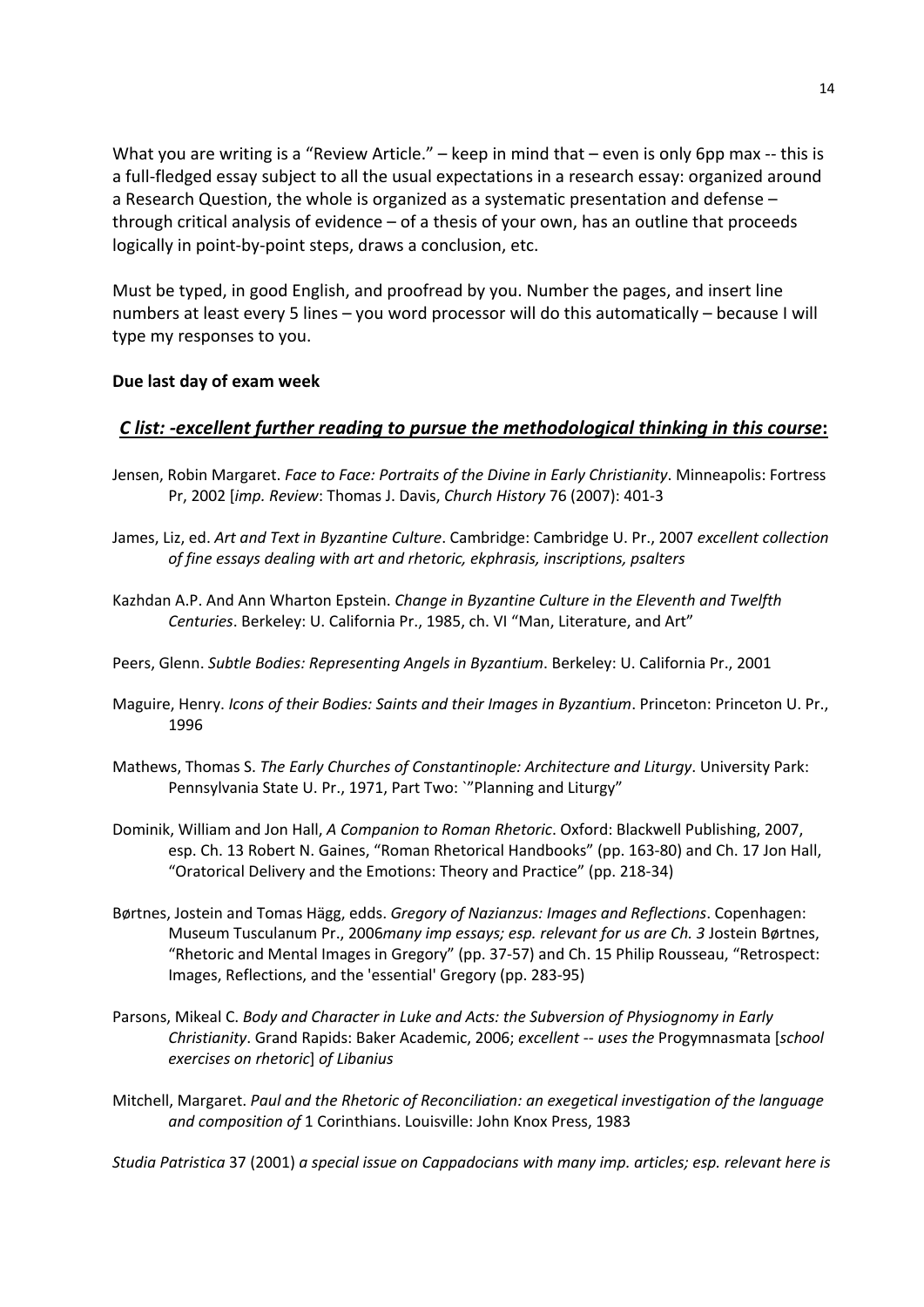What you are writing is a "Review Article." – keep in mind that – even is only 6pp max -- this is a full-fledged essay subject to all the usual expectations in a research essay: organized around a Research Question, the whole is organized as a systematic presentation and defense – through critical analysis of evidence – of a thesis of your own, has an outline that proceeds logically in point-by-point steps, draws a conclusion, etc.

Must be typed, in good English, and proofread by you. Number the pages, and insert line numbers at least every 5 lines – you word processor will do this automatically – because I will type my responses to you.

**Due last day of exam week**

## ***C list: -excellent further reading to pursue the methodological thinking in this course*:**

Jensen, Robin Margaret. *Face to Face: Portraits of the Divine in Early Christianity*. Minneapolis: Fortress Pr, 2002 [*imp. Review*: Thomas J. Davis, *Church History* 76 (2007): 401-3

James, Liz, ed. *Art and Text in Byzantine Culture*. Cambridge: Cambridge U. Pr., 2007 *excellent collection of fine essays dealing with art and rhetoric, ekphrasis, inscriptions, psalters*

Kazhdan A.P. And Ann Wharton Epstein. *Change in Byzantine Culture in the Eleventh and Twelfth Centuries*. Berkeley: U. California Pr., 1985, ch. VI "Man, Literature, and Art"

Peers, Glenn. *Subtle Bodies: Representing Angels in Byzantium*. Berkeley: U. California Pr., 2001

Maguire, Henry. *Icons of their Bodies: Saints and their Images in Byzantium*. Princeton: Princeton U. Pr., 1996

Mathews, Thomas S. *The Early Churches of Constantinople: Architecture and Liturgy*. University Park: Pennsylvania State U. Pr., 1971, Part Two: `"Planning and Liturgy"

Dominik, William and Jon Hall, *A Companion to Roman Rhetoric*. Oxford: Blackwell Publishing, 2007, esp. Ch. 13 Robert N. Gaines, "Roman Rhetorical Handbooks" (pp. 163-80) and Ch. 17 Jon Hall, "Oratorical Delivery and the Emotions: Theory and Practice" (pp. 218-34)

Børtnes, Jostein and Tomas Hägg, edds. *Gregory of Nazianzus: Images and Reflections*. Copenhagen: Museum Tusculanum Pr., 2006*many imp essays; esp. relevant for us are Ch. 3* Jostein Børtnes, "Rhetoric and Mental Images in Gregory" (pp. 37-57) and Ch. 15 Philip Rousseau, "Retrospect: Images, Reflections, and the 'essential' Gregory (pp. 283-95)

Parsons, Mikeal C. *Body and Character in Luke and Acts: the Subversion of Physiognomy in Early Christianity*. Grand Rapids: Baker Academic, 2006; *excellent -- uses the* Progymnasmata [*school exercises on rhetoric*] *of Libanius*

Mitchell, Margaret. *Paul and the Rhetoric of Reconciliation: an exegetical investigation of the language and composition of* 1 Corinthians. Louisville: John Knox Press, 1983

*Studia Patristica* 37 (2001) *a special issue on Cappadocians with many imp. articles; esp. relevant here is*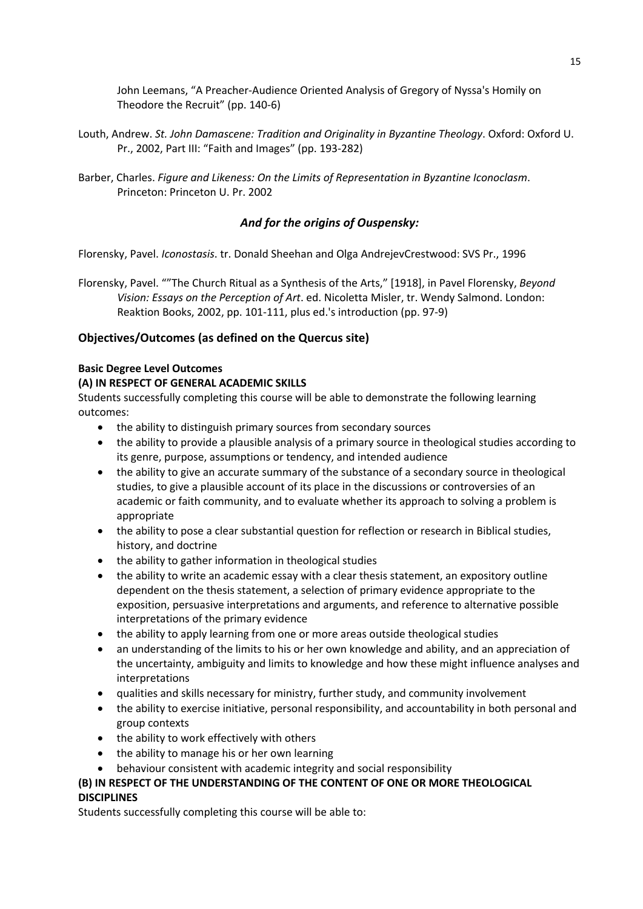John Leemans, “A Preacher-Audience Oriented Analysis of Gregory of Nyssa's Homily on Theodore the Recruit” (pp. 140-6)

Louth, Andrew. *St. John Damascene: Tradition and Originality in Byzantine Theology*. Oxford: Oxford U. Pr., 2002, Part III: “Faith and Images” (pp. 193-282)

Barber, Charles. *Figure and Likeness: On the Limits of Representation in Byzantine Iconoclasm*. Princeton: Princeton U. Pr. 2002

### *And for the origins of Ouspensky:*

Florensky, Pavel. *Iconostasis*. tr. Donald Sheehan and Olga AndrejevCrestwood: SVS Pr., 1996

Florensky, Pavel. “”The Church Ritual as a Synthesis of the Arts,” [1918], in Pavel Florensky, *Beyond Vision: Essays on the Perception of Art*. ed. Nicoletta Misler, tr. Wendy Salmond. London: Reaktion Books, 2002, pp. 101-111, plus ed.'s introduction (pp. 97-9)

## Objectives/Outcomes (as defined on the Quercus site)

**Basic Degree Level Outcomes**

**(A) IN RESPECT OF GENERAL ACADEMIC SKILLS**

Students successfully completing this course will be able to demonstrate the following learning outcomes:

- the ability to distinguish primary sources from secondary sources
- the ability to provide a plausible analysis of a primary source in theological studies according to its genre, purpose, assumptions or tendency, and intended audience
- the ability to give an accurate summary of the substance of a secondary source in theological studies, to give a plausible account of its place in the discussions or controversies of an academic or faith community, and to evaluate whether its approach to solving a problem is appropriate
- the ability to pose a clear substantial question for reflection or research in Biblical studies, history, and doctrine
- the ability to gather information in theological studies
- the ability to write an academic essay with a clear thesis statement, an expository outline dependent on the thesis statement, a selection of primary evidence appropriate to the exposition, persuasive interpretations and arguments, and reference to alternative possible interpretations of the primary evidence
- the ability to apply learning from one or more areas outside theological studies
- an understanding of the limits to his or her own knowledge and ability, and an appreciation of the uncertainty, ambiguity and limits to knowledge and how these might influence analyses and interpretations
- qualities and skills necessary for ministry, further study, and community involvement
- the ability to exercise initiative, personal responsibility, and accountability in both personal and group contexts
- the ability to work effectively with others
- the ability to manage his or her own learning
- behaviour consistent with academic integrity and social responsibility

**(B) IN RESPECT OF THE UNDERSTANDING OF THE CONTENT OF ONE OR MORE THEOLOGICAL DISCIPLINES**

Students successfully completing this course will be able to: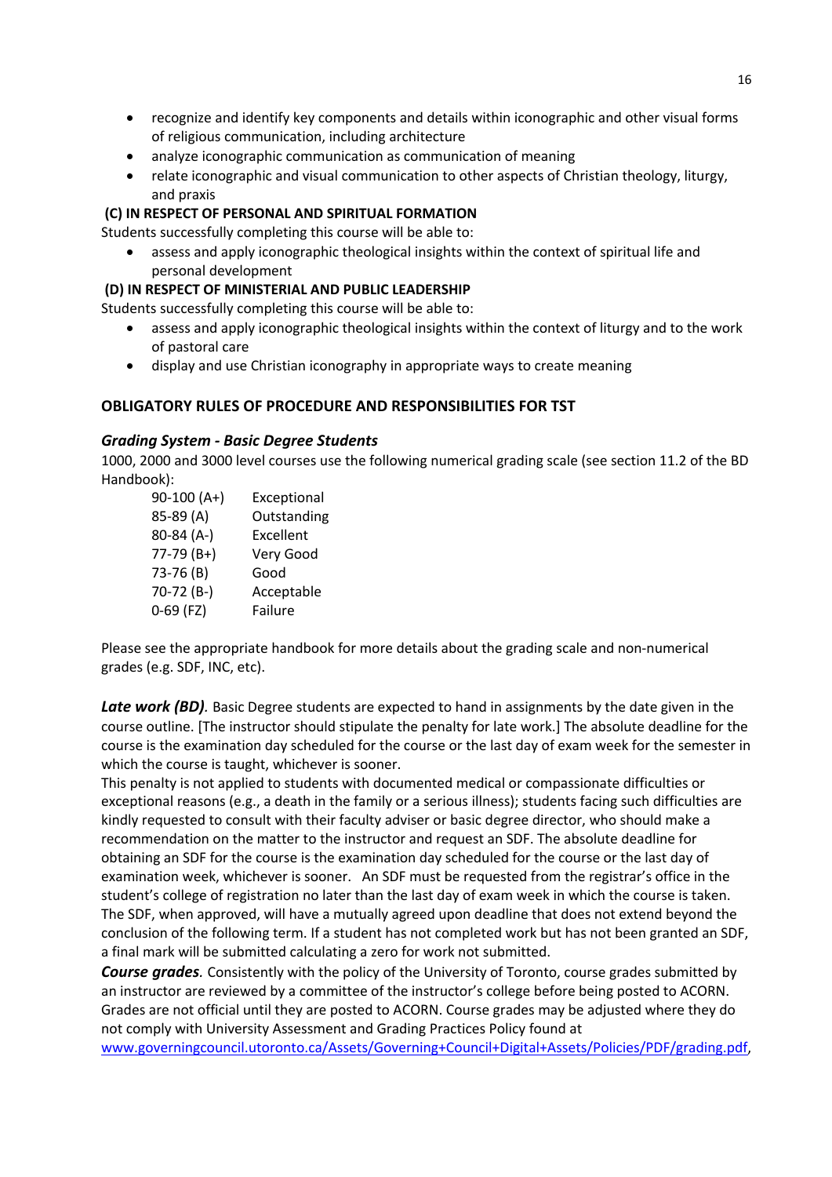- recognize and identify key components and details within iconographic and other visual forms of religious communication, including architecture
- analyze iconographic communication as communication of meaning
- relate iconographic and visual communication to other aspects of Christian theology, liturgy, and praxis

**(C) IN RESPECT OF PERSONAL AND SPIRITUAL FORMATION**

Students successfully completing this course will be able to:

- assess and apply iconographic theological insights within the context of spiritual life and personal development

**(D) IN RESPECT OF MINISTERIAL AND PUBLIC LEADERSHIP**

Students successfully completing this course will be able to:

- assess and apply iconographic theological insights within the context of liturgy and to the work of pastoral care
- display and use Christian iconography in appropriate ways to create meaning

## OBLIGATORY RULES OF PROCEDURE AND RESPONSIBILITIES FOR TST

### *Grading System - Basic Degree Students*

1000, 2000 and 3000 level courses use the following numerical grading scale (see section 11.2 of the BD Handbook):

| | |
|---|---|
| 90-100 (A+) | Exceptional |
| 85-89 (A) | Outstanding |
| 80-84 (A-) | Excellent |
| 77-79 (B+) | Very Good |
| 73-76 (B) | Good |
| 70-72 (B-) | Acceptable |
| 0-69 (FZ) | Failure |

Please see the appropriate handbook for more details about the grading scale and non-numerical grades (e.g. SDF, INC, etc).

***Late work (BD)****.* Basic Degree students are expected to hand in assignments by the date given in the course outline. [The instructor should stipulate the penalty for late work.] The absolute deadline for the course is the examination day scheduled for the course or the last day of exam week for the semester in which the course is taught, whichever is sooner.

This penalty is not applied to students with documented medical or compassionate difficulties or exceptional reasons (e.g., a death in the family or a serious illness); students facing such difficulties are kindly requested to consult with their faculty adviser or basic degree director, who should make a recommendation on the matter to the instructor and request an SDF. The absolute deadline for obtaining an SDF for the course is the examination day scheduled for the course or the last day of examination week, whichever is sooner. An SDF must be requested from the registrar's office in the student's college of registration no later than the last day of exam week in which the course is taken. The SDF, when approved, will have a mutually agreed upon deadline that does not extend beyond the conclusion of the following term. If a student has not completed work but has not been granted an SDF, a final mark will be submitted calculating a zero for work not submitted.

***Course grades****.* Consistently with the policy of the University of Toronto, course grades submitted by an instructor are reviewed by a committee of the instructor's college before being posted to ACORN. Grades are not official until they are posted to ACORN. Course grades may be adjusted where they do not comply with University Assessment and Grading Practices Policy found at www.governingcouncil.utoronto.ca/Assets/Governing+Council+Digital+Assets/Policies/PDF/grading.pdf,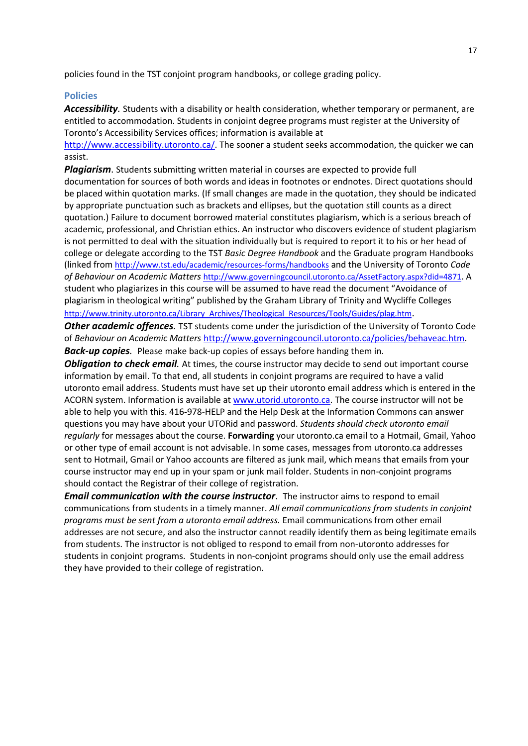policies found in the TST conjoint program handbooks, or college grading policy.

## Policies

***Accessibility*.** Students with a disability or health consideration, whether temporary or permanent, are entitled to accommodation. Students in conjoint degree programs must register at the University of Toronto's Accessibility Services offices; information is available at http://www.accessibility.utoronto.ca/. The sooner a student seeks accommodation, the quicker we can assist.

***Plagiarism*.** Students submitting written material in courses are expected to provide full documentation for sources of both words and ideas in footnotes or endnotes. Direct quotations should be placed within quotation marks. (If small changes are made in the quotation, they should be indicated by appropriate punctuation such as brackets and ellipses, but the quotation still counts as a direct quotation.) Failure to document borrowed material constitutes plagiarism, which is a serious breach of academic, professional, and Christian ethics. An instructor who discovers evidence of student plagiarism is not permitted to deal with the situation individually but is required to report it to his or her head of college or delegate according to the TST *Basic Degree Handbook* and the Graduate program Handbooks (linked from http://www.tst.edu/academic/resources-forms/handbooks and the University of Toronto *Code of Behaviour on Academic Matters* http://www.governingcouncil.utoronto.ca/AssetFactory.aspx?did=4871. A student who plagiarizes in this course will be assumed to have read the document "Avoidance of plagiarism in theological writing" published by the Graham Library of Trinity and Wycliffe Colleges http://www.trinity.utoronto.ca/Library_Archives/Theological_Resources/Tools/Guides/plag.htm.

***Other academic offences*.** TST students come under the jurisdiction of the University of Toronto Code of *Behaviour on Academic Matters* http://www.governingcouncil.utoronto.ca/policies/behaveac.htm.

***Back-up copies*.** Please make back-up copies of essays before handing them in.

***Obligation to check email*.** At times, the course instructor may decide to send out important course information by email. To that end, all students in conjoint programs are required to have a valid utoronto email address. Students must have set up their utoronto email address which is entered in the ACORN system. Information is available at www.utorid.utoronto.ca. The course instructor will not be able to help you with this. 416-978-HELP and the Help Desk at the Information Commons can answer questions you may have about your UTORid and password. *Students should check utoronto email regularly* for messages about the course. **Forwarding** your utoronto.ca email to a Hotmail, Gmail, Yahoo or other type of email account is not advisable. In some cases, messages from utoronto.ca addresses sent to Hotmail, Gmail or Yahoo accounts are filtered as junk mail, which means that emails from your course instructor may end up in your spam or junk mail folder. Students in non-conjoint programs should contact the Registrar of their college of registration.

***Email communication with the course instructor*.** The instructor aims to respond to email communications from students in a timely manner. *All email communications from students in conjoint programs must be sent from a utoronto email address.* Email communications from other email addresses are not secure, and also the instructor cannot readily identify them as being legitimate emails from students. The instructor is not obliged to respond to email from non-utoronto addresses for students in conjoint programs. Students in non-conjoint programs should only use the email address they have provided to their college of registration.